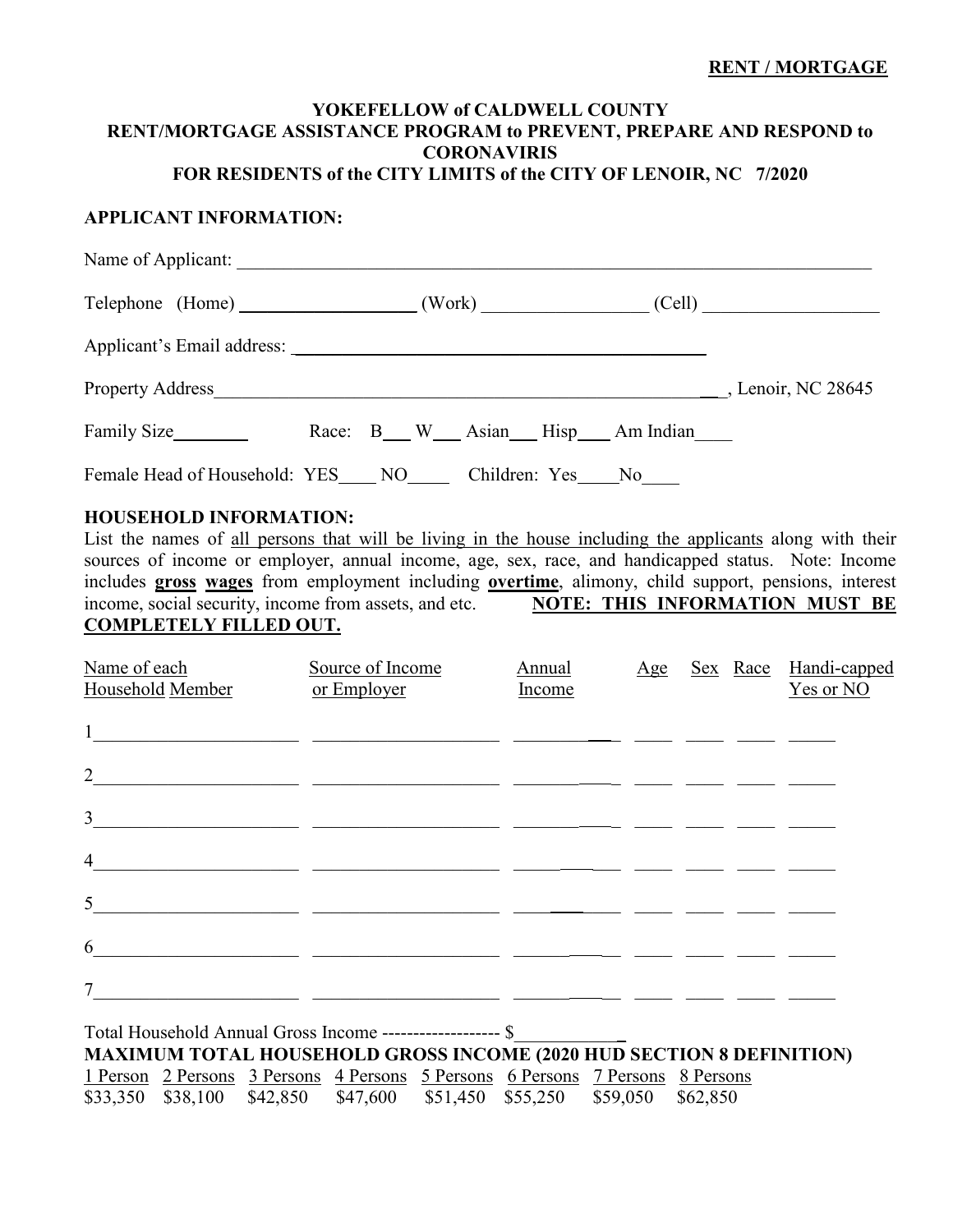**RENT / MORTGAGE**

# YOKEFELLOW of CALDWELL COUNTY
## RENT/MORTGAGE ASSISTANCE PROGRAM to PREVENT, PREPARE AND RESPOND to CORONAVIRIS
## FOR RESIDENTS of the CITY LIMITS of the CITY OF LENOIR, NC 7/2020

### APPLICANT INFORMATION:

Name of Applicant: ______________________________________________________________________

Telephone (Home) ___________________ (Work) _________________ (Cell) ___________________

Applicant's Email address: _____________________________________________

Property Address_______________________________________________________ __, Lenoir, NC 28645

Family Size________ Race: B___ W___ Asian___ Hisp___ Am Indian____

Female Head of Household: YES____ NO_____ Children: Yes____No____

### HOUSEHOLD INFORMATION:

List the names of all persons that will be living in the house including the applicants along with their sources of income or employer, annual income, age, sex, race, and handicapped status. Note: Income includes **gross wages** from employment including **overtime**, alimony, child support, pensions, interest income, social security, income from assets, and etc. **NOTE: THIS INFORMATION MUST BE COMPLETELY FILLED OUT.**

| Name of each Household Member | Source of Income or Employer | Annual Income | Age | Sex | Race | Handi-capped Yes or NO |
|---|---|---|---|---|---|---|
| 1 | | | | | | |
| 2 | | | | | | |
| 3 | | | | | | |
| 4 | | | | | | |
| 5 | | | | | | |
| 6 | | | | | | |
| 7 | | | | | | |

Total Household Annual Gross Income ------------------- $____________

**MAXIMUM TOTAL HOUSEHOLD GROSS INCOME (2020 HUD SECTION 8 DEFINITION)**

| 1 Person | 2 Persons | 3 Persons | 4 Persons | 5 Persons | 6 Persons | 7 Persons | 8 Persons |
|---|---|---|---|---|---|---|---|
| $33,350 | $38,100 | $42,850 | $47,600 | $51,450 | $55,250 | $59,050 | $62,850 |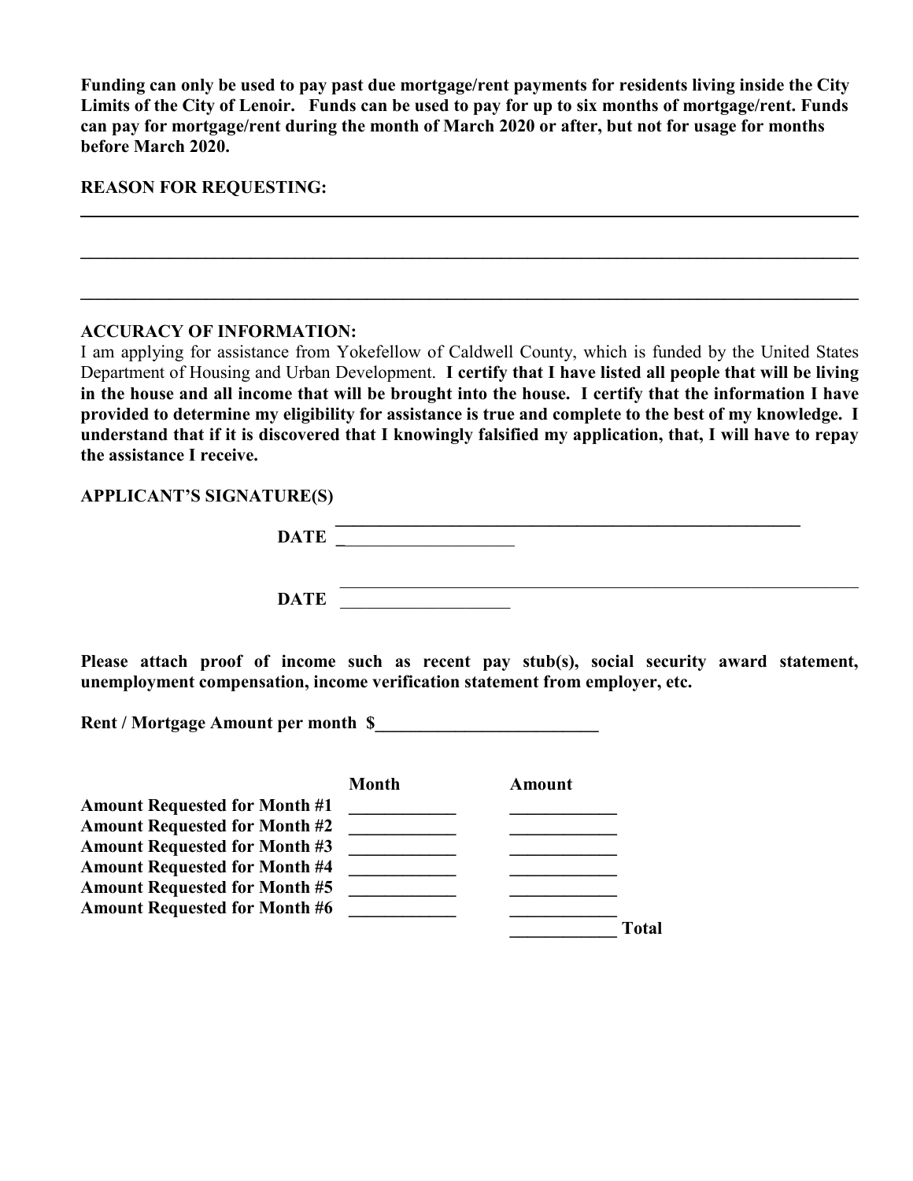**Funding can only be used to pay past due mortgage/rent payments for residents living inside the City Limits of the City of Lenoir. Funds can be used to pay for up to six months of mortgage/rent. Funds can pay for mortgage/rent during the month of March 2020 or after, but not for usage for months before March 2020.**

**REASON FOR REQUESTING:**

______________________________________________________________________________

______________________________________________________________________________

______________________________________________________________________________

**ACCURACY OF INFORMATION:**

I am applying for assistance from Yokefellow of Caldwell County, which is funded by the United States Department of Housing and Urban Development. **I certify that I have listed all people that will be living in the house and all income that will be brought into the house. I certify that the information I have provided to determine my eligibility for assistance is true and complete to the best of my knowledge. I understand that if it is discovered that I knowingly falsified my application, that, I will have to repay the assistance I receive.**

**APPLICANT'S SIGNATURE(S)**

_____________________________________________

**DATE** ___________________

_____________________________________________

**DATE** ___________________

**Please attach proof of income such as recent pay stub(s), social security award statement, unemployment compensation, income verification statement from employer, etc.**

**Rent / Mortgage Amount per month $**_________________________

| | Month | Amount |
|---|---|---|
| **Amount Requested for Month #1** | ____________ | ____________ |
| **Amount Requested for Month #2** | ____________ | ____________ |
| **Amount Requested for Month #3** | ____________ | ____________ |
| **Amount Requested for Month #4** | ____________ | ____________ |
| **Amount Requested for Month #5** | ____________ | ____________ |
| **Amount Requested for Month #6** | ____________ | ____________ |
| | | ____________ **Total** |